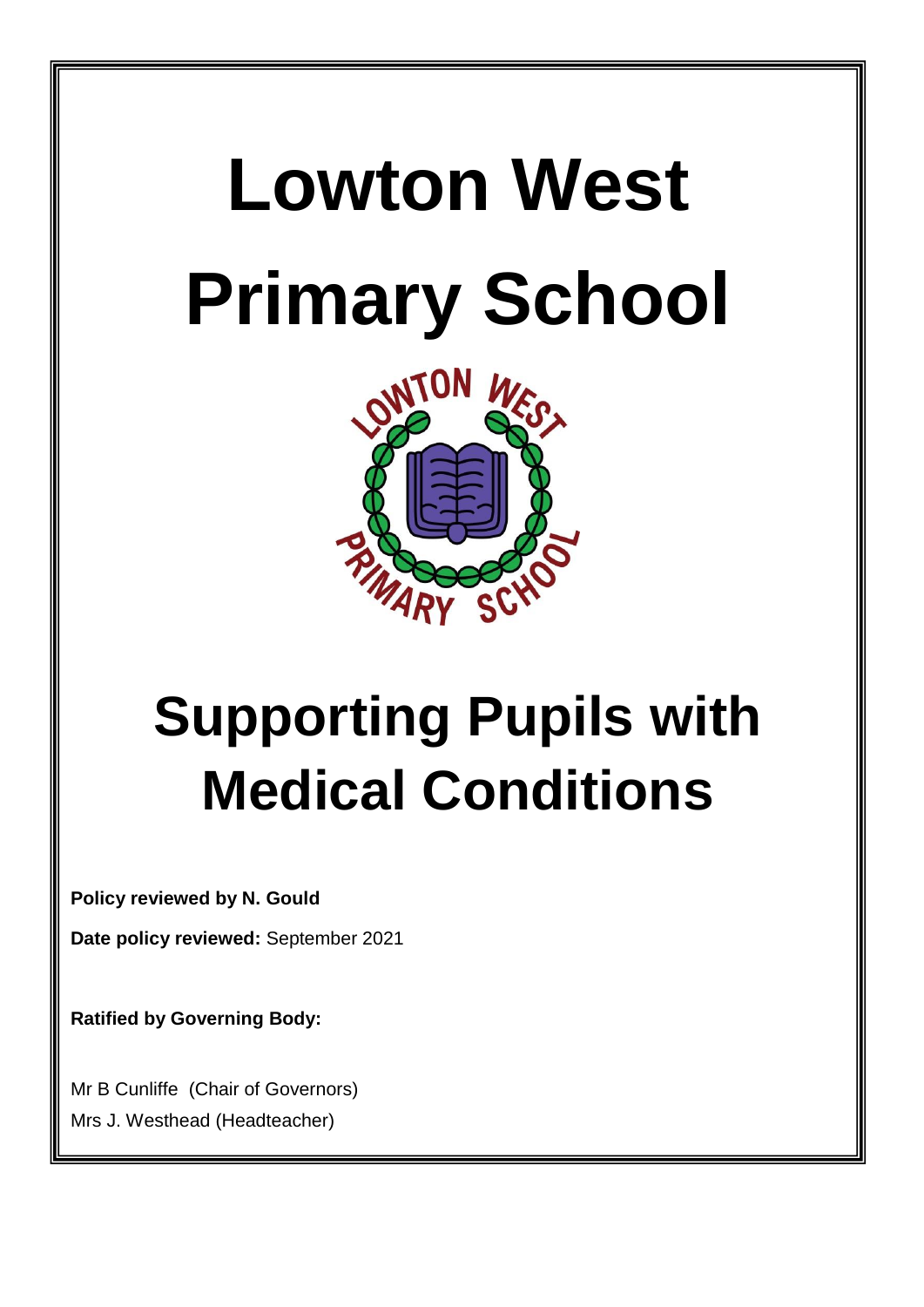# Lowton West Primary School

# Supporting Pupils with Medical Conditions

**Policy reviewed by N. Gould**

**Date policy reviewed:** September 2021

**Ratified by Governing Body:**

Mr B Cunliffe (Chair of Governors)

Mrs J. Westhead (Headteacher)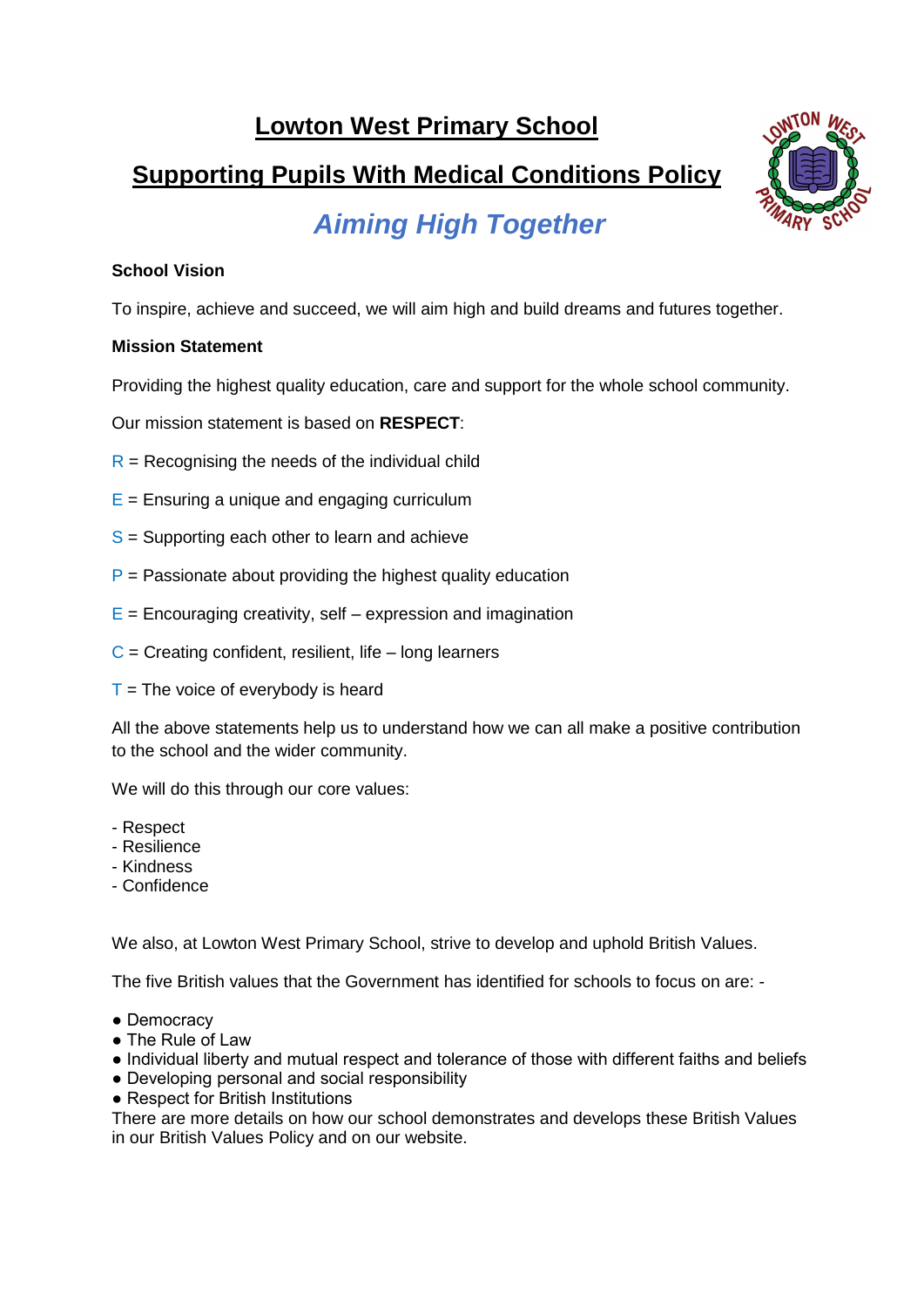# Lowton West Primary School

## Supporting Pupils With Medical Conditions Policy

### *Aiming High Together*

**School Vision**

To inspire, achieve and succeed, we will aim high and build dreams and futures together.

**Mission Statement**

Providing the highest quality education, care and support for the whole school community.

Our mission statement is based on **RESPECT**:

R = Recognising the needs of the individual child

E = Ensuring a unique and engaging curriculum

S = Supporting each other to learn and achieve

P = Passionate about providing the highest quality education

E = Encouraging creativity, self – expression and imagination

C = Creating confident, resilient, life – long learners

T = The voice of everybody is heard

All the above statements help us to understand how we can all make a positive contribution to the school and the wider community.

We will do this through our core values:

- Respect
- Resilience
- Kindness
- Confidence

We also, at Lowton West Primary School, strive to develop and uphold British Values.

The five British values that the Government has identified for schools to focus on are: -

- Democracy
- The Rule of Law
- Individual liberty and mutual respect and tolerance of those with different faiths and beliefs
- Developing personal and social responsibility
- Respect for British Institutions

There are more details on how our school demonstrates and develops these British Values in our British Values Policy and on our website.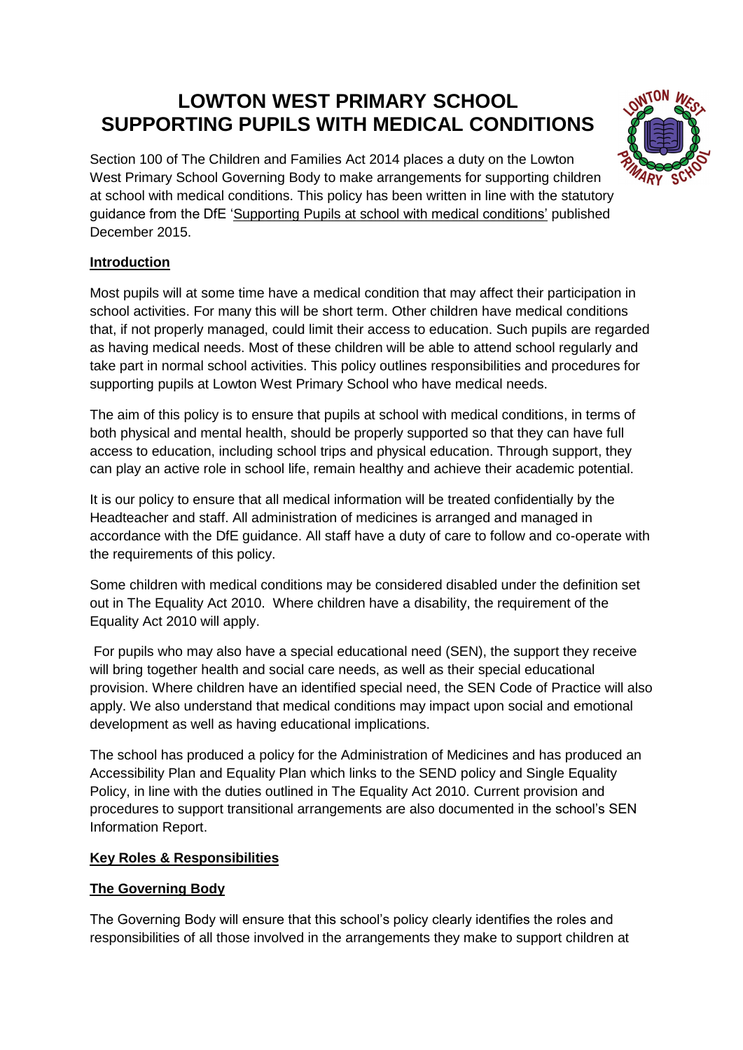# LOWTON WEST PRIMARY SCHOOL
# SUPPORTING PUPILS WITH MEDICAL CONDITIONS

Section 100 of The Children and Families Act 2014 places a duty on the Lowton West Primary School Governing Body to make arrangements for supporting children at school with medical conditions. This policy has been written in line with the statutory guidance from the DfE 'Supporting Pupils at school with medical conditions' published December 2015.

**Introduction**

Most pupils will at some time have a medical condition that may affect their participation in school activities. For many this will be short term. Other children have medical conditions that, if not properly managed, could limit their access to education. Such pupils are regarded as having medical needs. Most of these children will be able to attend school regularly and take part in normal school activities. This policy outlines responsibilities and procedures for supporting pupils at Lowton West Primary School who have medical needs.

The aim of this policy is to ensure that pupils at school with medical conditions, in terms of both physical and mental health, should be properly supported so that they can have full access to education, including school trips and physical education. Through support, they can play an active role in school life, remain healthy and achieve their academic potential.

It is our policy to ensure that all medical information will be treated confidentially by the Headteacher and staff. All administration of medicines is arranged and managed in accordance with the DfE guidance. All staff have a duty of care to follow and co-operate with the requirements of this policy.

Some children with medical conditions may be considered disabled under the definition set out in The Equality Act 2010. Where children have a disability, the requirement of the Equality Act 2010 will apply.

For pupils who may also have a special educational need (SEN), the support they receive will bring together health and social care needs, as well as their special educational provision. Where children have an identified special need, the SEN Code of Practice will also apply. We also understand that medical conditions may impact upon social and emotional development as well as having educational implications.

The school has produced a policy for the Administration of Medicines and has produced an Accessibility Plan and Equality Plan which links to the SEND policy and Single Equality Policy, in line with the duties outlined in The Equality Act 2010. Current provision and procedures to support transitional arrangements are also documented in the school's SEN Information Report.

**Key Roles & Responsibilities**

**The Governing Body**

The Governing Body will ensure that this school's policy clearly identifies the roles and responsibilities of all those involved in the arrangements they make to support children at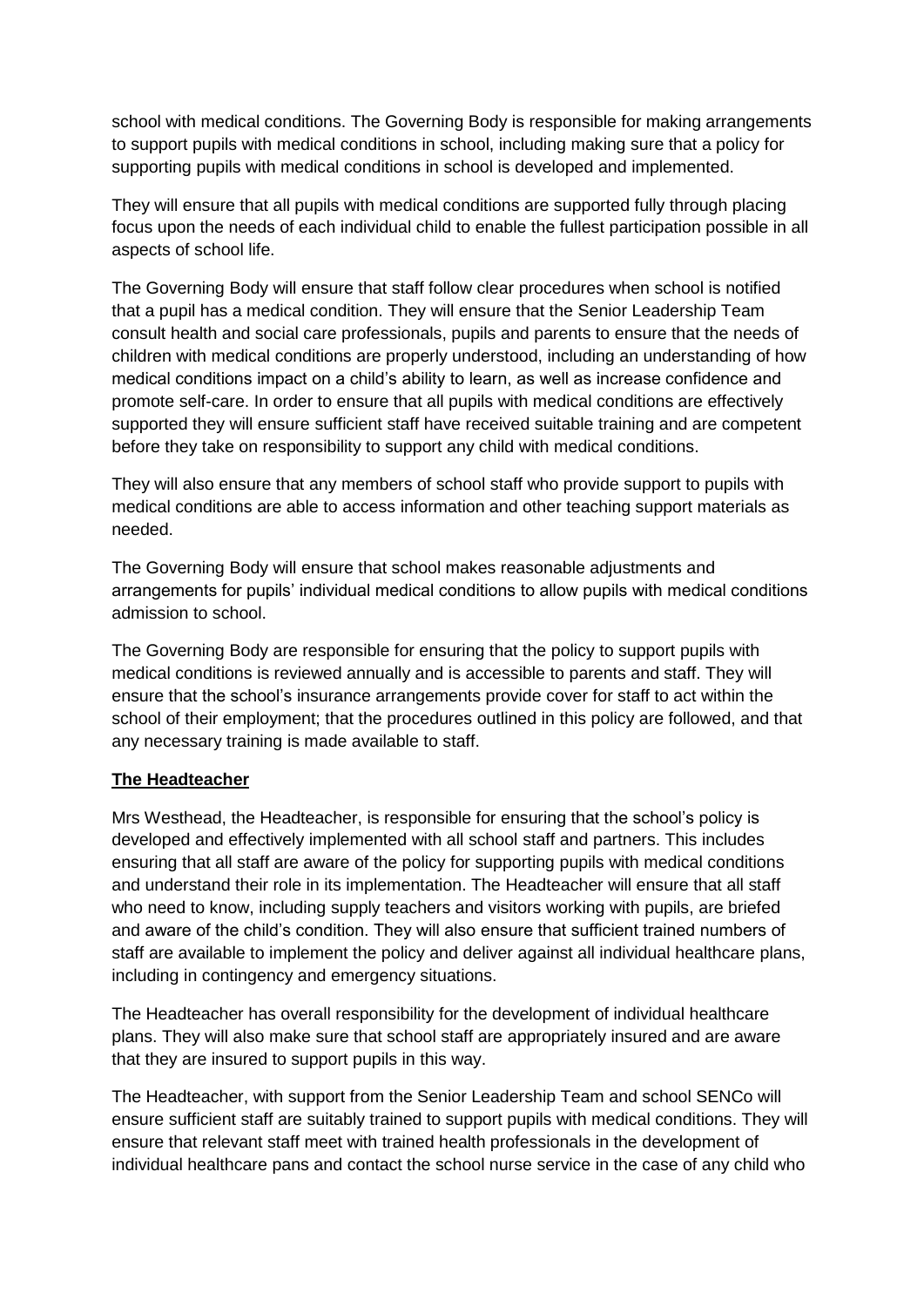school with medical conditions. The Governing Body is responsible for making arrangements to support pupils with medical conditions in school, including making sure that a policy for supporting pupils with medical conditions in school is developed and implemented.

They will ensure that all pupils with medical conditions are supported fully through placing focus upon the needs of each individual child to enable the fullest participation possible in all aspects of school life.

The Governing Body will ensure that staff follow clear procedures when school is notified that a pupil has a medical condition. They will ensure that the Senior Leadership Team consult health and social care professionals, pupils and parents to ensure that the needs of children with medical conditions are properly understood, including an understanding of how medical conditions impact on a child's ability to learn, as well as increase confidence and promote self-care. In order to ensure that all pupils with medical conditions are effectively supported they will ensure sufficient staff have received suitable training and are competent before they take on responsibility to support any child with medical conditions.

They will also ensure that any members of school staff who provide support to pupils with medical conditions are able to access information and other teaching support materials as needed.

The Governing Body will ensure that school makes reasonable adjustments and arrangements for pupils' individual medical conditions to allow pupils with medical conditions admission to school.

The Governing Body are responsible for ensuring that the policy to support pupils with medical conditions is reviewed annually and is accessible to parents and staff. They will ensure that the school's insurance arrangements provide cover for staff to act within the school of their employment; that the procedures outlined in this policy are followed, and that any necessary training is made available to staff.

**The Headteacher**

Mrs Westhead, the Headteacher, is responsible for ensuring that the school's policy is developed and effectively implemented with all school staff and partners. This includes ensuring that all staff are aware of the policy for supporting pupils with medical conditions and understand their role in its implementation. The Headteacher will ensure that all staff who need to know, including supply teachers and visitors working with pupils, are briefed and aware of the child's condition. They will also ensure that sufficient trained numbers of staff are available to implement the policy and deliver against all individual healthcare plans, including in contingency and emergency situations.

The Headteacher has overall responsibility for the development of individual healthcare plans. They will also make sure that school staff are appropriately insured and are aware that they are insured to support pupils in this way.

The Headteacher, with support from the Senior Leadership Team and school SENCo will ensure sufficient staff are suitably trained to support pupils with medical conditions. They will ensure that relevant staff meet with trained health professionals in the development of individual healthcare pans and contact the school nurse service in the case of any child who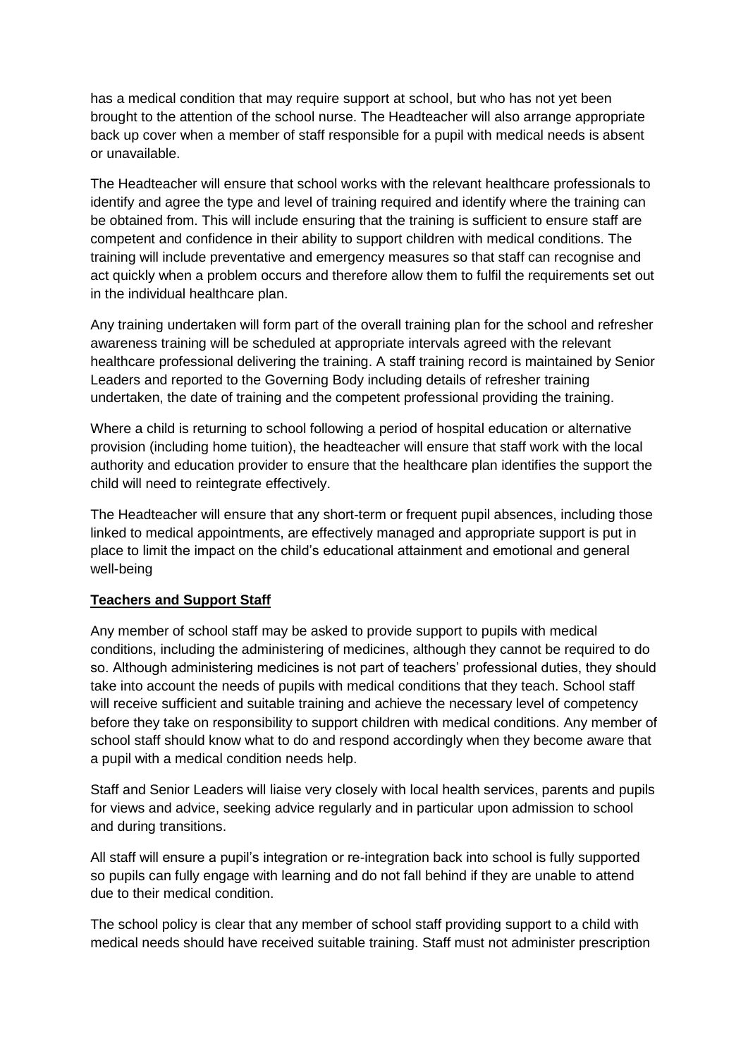has a medical condition that may require support at school, but who has not yet been brought to the attention of the school nurse. The Headteacher will also arrange appropriate back up cover when a member of staff responsible for a pupil with medical needs is absent or unavailable.

The Headteacher will ensure that school works with the relevant healthcare professionals to identify and agree the type and level of training required and identify where the training can be obtained from. This will include ensuring that the training is sufficient to ensure staff are competent and confidence in their ability to support children with medical conditions. The training will include preventative and emergency measures so that staff can recognise and act quickly when a problem occurs and therefore allow them to fulfil the requirements set out in the individual healthcare plan.

Any training undertaken will form part of the overall training plan for the school and refresher awareness training will be scheduled at appropriate intervals agreed with the relevant healthcare professional delivering the training. A staff training record is maintained by Senior Leaders and reported to the Governing Body including details of refresher training undertaken, the date of training and the competent professional providing the training.

Where a child is returning to school following a period of hospital education or alternative provision (including home tuition), the headteacher will ensure that staff work with the local authority and education provider to ensure that the healthcare plan identifies the support the child will need to reintegrate effectively.

The Headteacher will ensure that any short-term or frequent pupil absences, including those linked to medical appointments, are effectively managed and appropriate support is put in place to limit the impact on the child's educational attainment and emotional and general well-being

**Teachers and Support Staff**

Any member of school staff may be asked to provide support to pupils with medical conditions, including the administering of medicines, although they cannot be required to do so. Although administering medicines is not part of teachers' professional duties, they should take into account the needs of pupils with medical conditions that they teach. School staff will receive sufficient and suitable training and achieve the necessary level of competency before they take on responsibility to support children with medical conditions. Any member of school staff should know what to do and respond accordingly when they become aware that a pupil with a medical condition needs help.

Staff and Senior Leaders will liaise very closely with local health services, parents and pupils for views and advice, seeking advice regularly and in particular upon admission to school and during transitions.

All staff will ensure a pupil's integration or re-integration back into school is fully supported so pupils can fully engage with learning and do not fall behind if they are unable to attend due to their medical condition.

The school policy is clear that any member of school staff providing support to a child with medical needs should have received suitable training. Staff must not administer prescription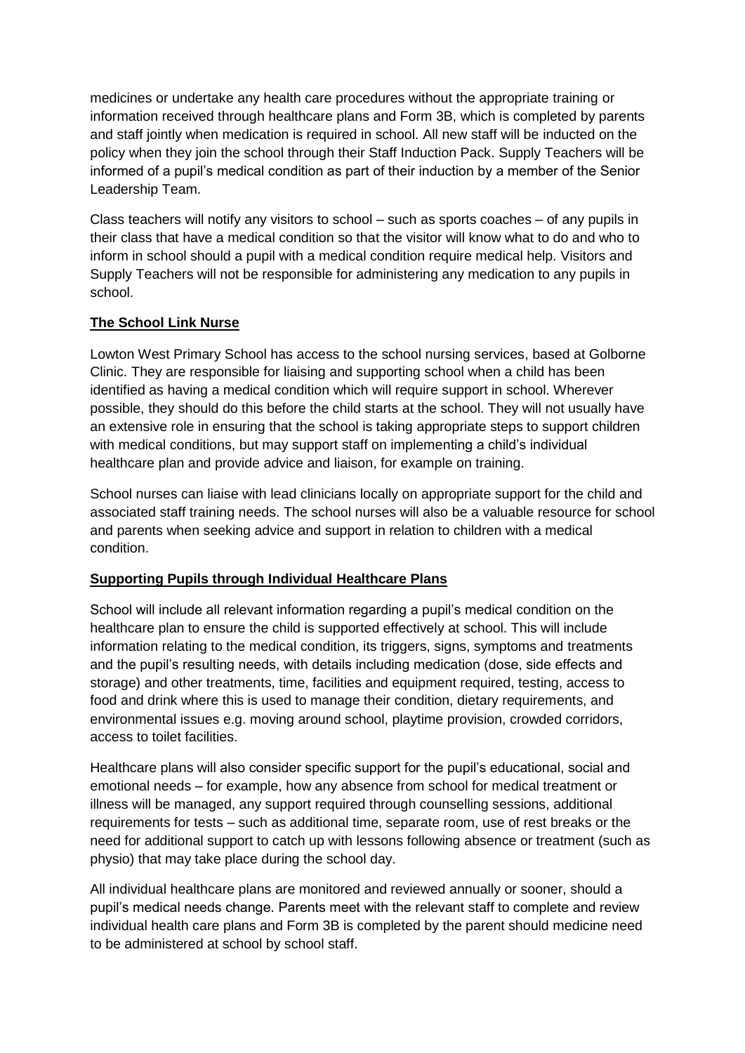medicines or undertake any health care procedures without the appropriate training or information received through healthcare plans and Form 3B, which is completed by parents and staff jointly when medication is required in school. All new staff will be inducted on the policy when they join the school through their Staff Induction Pack. Supply Teachers will be informed of a pupil's medical condition as part of their induction by a member of the Senior Leadership Team.

Class teachers will notify any visitors to school – such as sports coaches – of any pupils in their class that have a medical condition so that the visitor will know what to do and who to inform in school should a pupil with a medical condition require medical help. Visitors and Supply Teachers will not be responsible for administering any medication to any pupils in school.

**The School Link Nurse**

Lowton West Primary School has access to the school nursing services, based at Golborne Clinic. They are responsible for liaising and supporting school when a child has been identified as having a medical condition which will require support in school. Wherever possible, they should do this before the child starts at the school. They will not usually have an extensive role in ensuring that the school is taking appropriate steps to support children with medical conditions, but may support staff on implementing a child's individual healthcare plan and provide advice and liaison, for example on training.

School nurses can liaise with lead clinicians locally on appropriate support for the child and associated staff training needs. The school nurses will also be a valuable resource for school and parents when seeking advice and support in relation to children with a medical condition.

**Supporting Pupils through Individual Healthcare Plans**

School will include all relevant information regarding a pupil's medical condition on the healthcare plan to ensure the child is supported effectively at school. This will include information relating to the medical condition, its triggers, signs, symptoms and treatments and the pupil's resulting needs, with details including medication (dose, side effects and storage) and other treatments, time, facilities and equipment required, testing, access to food and drink where this is used to manage their condition, dietary requirements, and environmental issues e.g. moving around school, playtime provision, crowded corridors, access to toilet facilities.

Healthcare plans will also consider specific support for the pupil's educational, social and emotional needs – for example, how any absence from school for medical treatment or illness will be managed, any support required through counselling sessions, additional requirements for tests – such as additional time, separate room, use of rest breaks or the need for additional support to catch up with lessons following absence or treatment (such as physio) that may take place during the school day.

All individual healthcare plans are monitored and reviewed annually or sooner, should a pupil's medical needs change. Parents meet with the relevant staff to complete and review individual health care plans and Form 3B is completed by the parent should medicine need to be administered at school by school staff.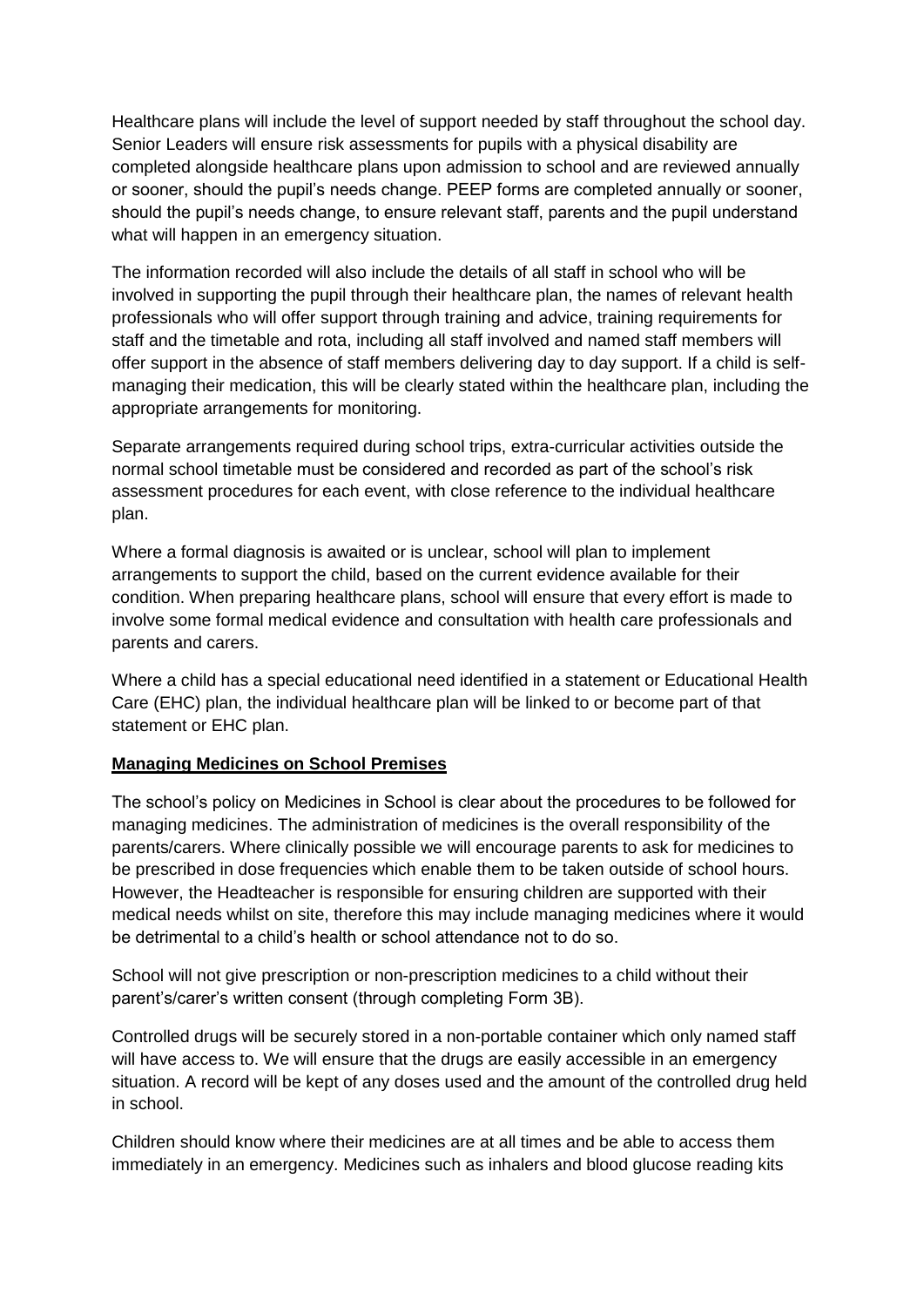Healthcare plans will include the level of support needed by staff throughout the school day. Senior Leaders will ensure risk assessments for pupils with a physical disability are completed alongside healthcare plans upon admission to school and are reviewed annually or sooner, should the pupil's needs change. PEEP forms are completed annually or sooner, should the pupil's needs change, to ensure relevant staff, parents and the pupil understand what will happen in an emergency situation.

The information recorded will also include the details of all staff in school who will be involved in supporting the pupil through their healthcare plan, the names of relevant health professionals who will offer support through training and advice, training requirements for staff and the timetable and rota, including all staff involved and named staff members will offer support in the absence of staff members delivering day to day support. If a child is self-managing their medication, this will be clearly stated within the healthcare plan, including the appropriate arrangements for monitoring.

Separate arrangements required during school trips, extra-curricular activities outside the normal school timetable must be considered and recorded as part of the school's risk assessment procedures for each event, with close reference to the individual healthcare plan.

Where a formal diagnosis is awaited or is unclear, school will plan to implement arrangements to support the child, based on the current evidence available for their condition. When preparing healthcare plans, school will ensure that every effort is made to involve some formal medical evidence and consultation with health care professionals and parents and carers.

Where a child has a special educational need identified in a statement or Educational Health Care (EHC) plan, the individual healthcare plan will be linked to or become part of that statement or EHC plan.

## Managing Medicines on School Premises

The school's policy on Medicines in School is clear about the procedures to be followed for managing medicines. The administration of medicines is the overall responsibility of the parents/carers. Where clinically possible we will encourage parents to ask for medicines to be prescribed in dose frequencies which enable them to be taken outside of school hours. However, the Headteacher is responsible for ensuring children are supported with their medical needs whilst on site, therefore this may include managing medicines where it would be detrimental to a child's health or school attendance not to do so.

School will not give prescription or non-prescription medicines to a child without their parent's/carer's written consent (through completing Form 3B).

Controlled drugs will be securely stored in a non-portable container which only named staff will have access to. We will ensure that the drugs are easily accessible in an emergency situation. A record will be kept of any doses used and the amount of the controlled drug held in school.

Children should know where their medicines are at all times and be able to access them immediately in an emergency. Medicines such as inhalers and blood glucose reading kits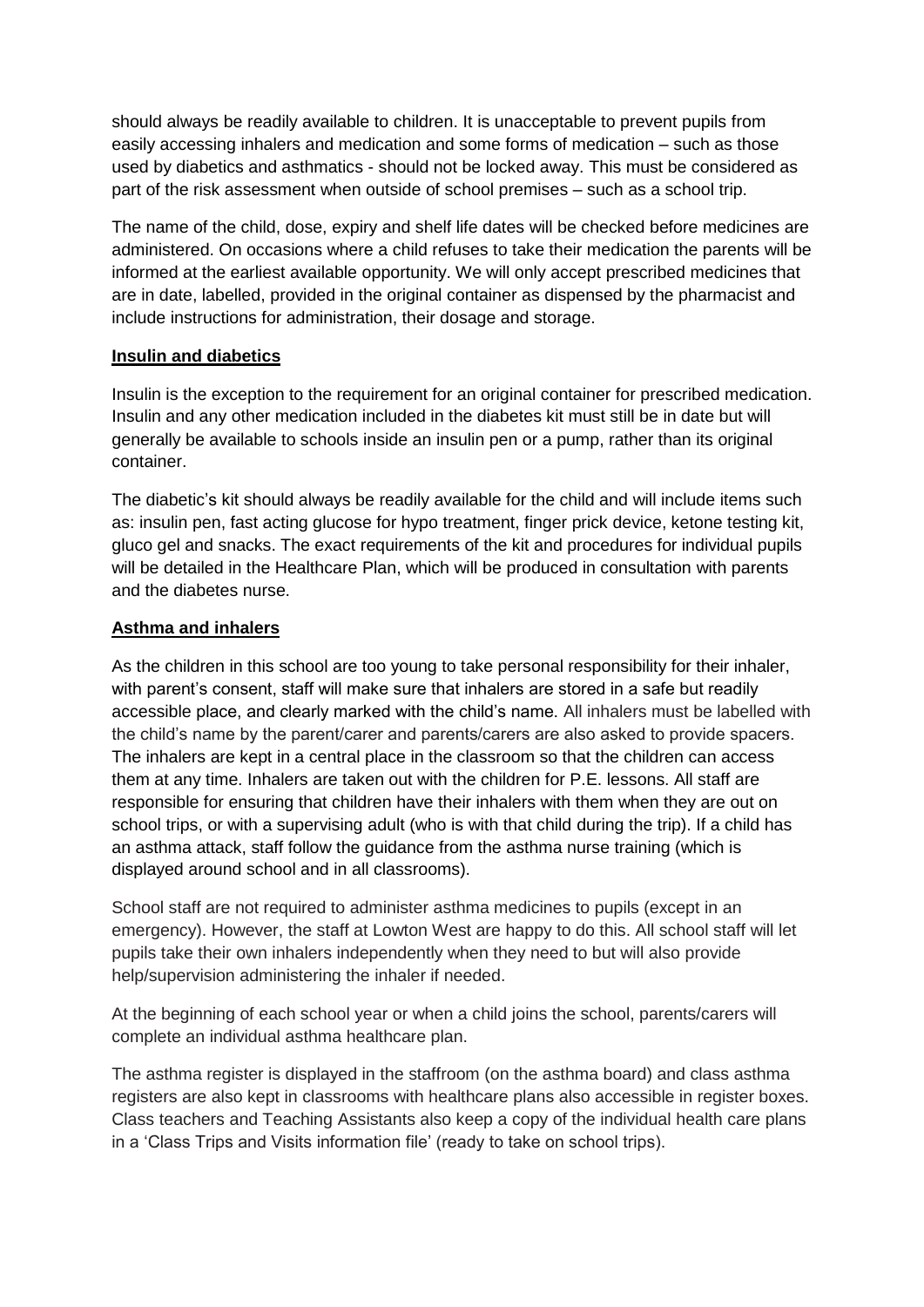should always be readily available to children. It is unacceptable to prevent pupils from easily accessing inhalers and medication and some forms of medication – such as those used by diabetics and asthmatics - should not be locked away. This must be considered as part of the risk assessment when outside of school premises – such as a school trip.

The name of the child, dose, expiry and shelf life dates will be checked before medicines are administered. On occasions where a child refuses to take their medication the parents will be informed at the earliest available opportunity. We will only accept prescribed medicines that are in date, labelled, provided in the original container as dispensed by the pharmacist and include instructions for administration, their dosage and storage.

**Insulin and diabetics**

Insulin is the exception to the requirement for an original container for prescribed medication. Insulin and any other medication included in the diabetes kit must still be in date but will generally be available to schools inside an insulin pen or a pump, rather than its original container.

The diabetic's kit should always be readily available for the child and will include items such as: insulin pen, fast acting glucose for hypo treatment, finger prick device, ketone testing kit, gluco gel and snacks. The exact requirements of the kit and procedures for individual pupils will be detailed in the Healthcare Plan, which will be produced in consultation with parents and the diabetes nurse.

**Asthma and inhalers**

As the children in this school are too young to take personal responsibility for their inhaler, with parent's consent, staff will make sure that inhalers are stored in a safe but readily accessible place, and clearly marked with the child's name. All inhalers must be labelled with the child's name by the parent/carer and parents/carers are also asked to provide spacers. The inhalers are kept in a central place in the classroom so that the children can access them at any time. Inhalers are taken out with the children for P.E. lessons. All staff are responsible for ensuring that children have their inhalers with them when they are out on school trips, or with a supervising adult (who is with that child during the trip). If a child has an asthma attack, staff follow the guidance from the asthma nurse training (which is displayed around school and in all classrooms).

School staff are not required to administer asthma medicines to pupils (except in an emergency). However, the staff at Lowton West are happy to do this. All school staff will let pupils take their own inhalers independently when they need to but will also provide help/supervision administering the inhaler if needed.

At the beginning of each school year or when a child joins the school, parents/carers will complete an individual asthma healthcare plan.

The asthma register is displayed in the staffroom (on the asthma board) and class asthma registers are also kept in classrooms with healthcare plans also accessible in register boxes. Class teachers and Teaching Assistants also keep a copy of the individual health care plans in a 'Class Trips and Visits information file' (ready to take on school trips).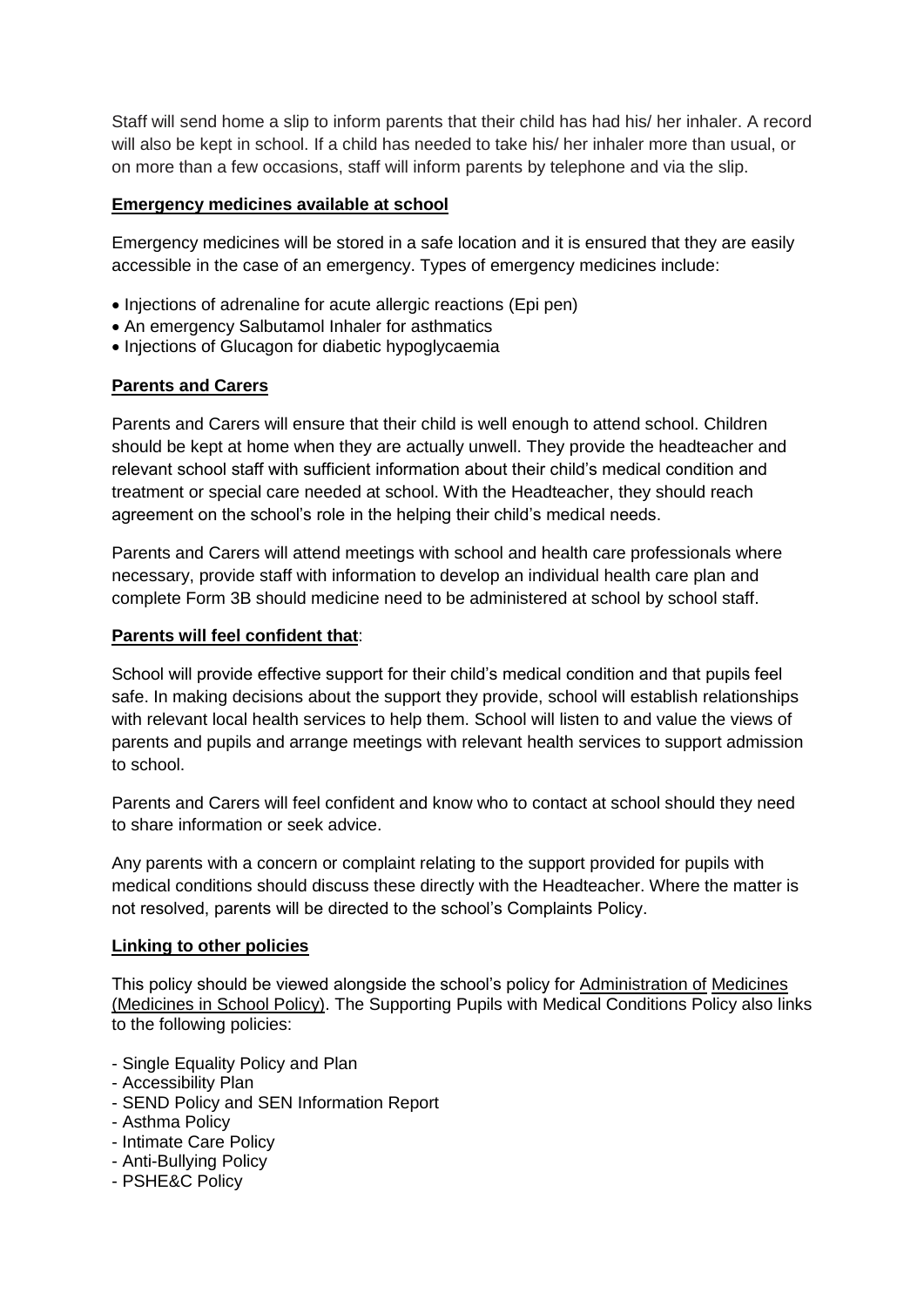Staff will send home a slip to inform parents that their child has had his/ her inhaler. A record will also be kept in school. If a child has needed to take his/ her inhaler more than usual, or on more than a few occasions, staff will inform parents by telephone and via the slip.

**Emergency medicines available at school**

Emergency medicines will be stored in a safe location and it is ensured that they are easily accessible in the case of an emergency. Types of emergency medicines include:

- Injections of adrenaline for acute allergic reactions (Epi pen)
- An emergency Salbutamol Inhaler for asthmatics
- Injections of Glucagon for diabetic hypoglycaemia

**Parents and Carers**

Parents and Carers will ensure that their child is well enough to attend school. Children should be kept at home when they are actually unwell. They provide the headteacher and relevant school staff with sufficient information about their child's medical condition and treatment or special care needed at school. With the Headteacher, they should reach agreement on the school's role in the helping their child's medical needs.

Parents and Carers will attend meetings with school and health care professionals where necessary, provide staff with information to develop an individual health care plan and complete Form 3B should medicine need to be administered at school by school staff.

**Parents will feel confident that**:

School will provide effective support for their child's medical condition and that pupils feel safe. In making decisions about the support they provide, school will establish relationships with relevant local health services to help them. School will listen to and value the views of parents and pupils and arrange meetings with relevant health services to support admission to school.

Parents and Carers will feel confident and know who to contact at school should they need to share information or seek advice.

Any parents with a concern or complaint relating to the support provided for pupils with medical conditions should discuss these directly with the Headteacher. Where the matter is not resolved, parents will be directed to the school's Complaints Policy.

**Linking to other policies**

This policy should be viewed alongside the school's policy for Administration of Medicines (Medicines in School Policy). The Supporting Pupils with Medical Conditions Policy also links to the following policies:

- Single Equality Policy and Plan
- Accessibility Plan
- SEND Policy and SEN Information Report
- Asthma Policy
- Intimate Care Policy
- Anti-Bullying Policy
- PSHE&C Policy